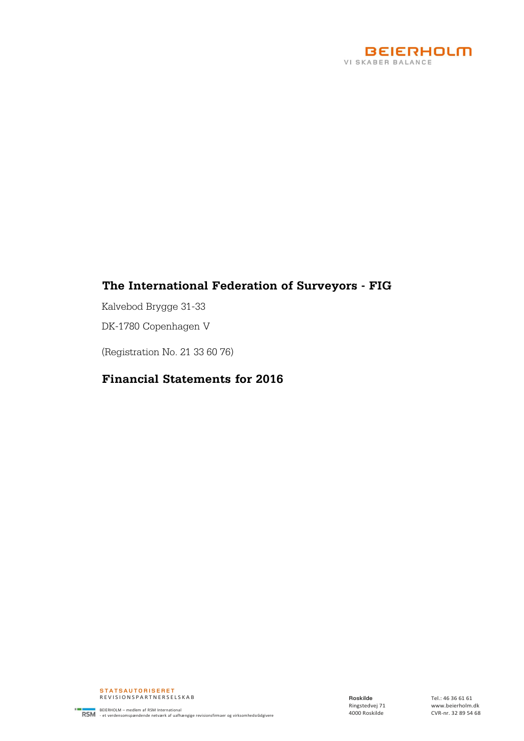BEIERHOLM
VI SKABER BALANCE

# The International Federation of Surveyors - FIG

Kalvebod Brygge 31-33

DK-1780 Copenhagen V

(Registration No. 21 33 60 76)

## Financial Statements for 2016

STATSAUTORISERET
REVISIONSPARTNERSELSKAB

BEIERHOLM – medlem af RSM International
- et verdensomspændende netværk af uafhængige revisionsfirmaer og virksomhedsrådgivere

Roskilde
Ringstedvej 71
4000 Roskilde

Tel.: 46 36 61 61
www.beierholm.dk
CVR-nr. 32 89 54 68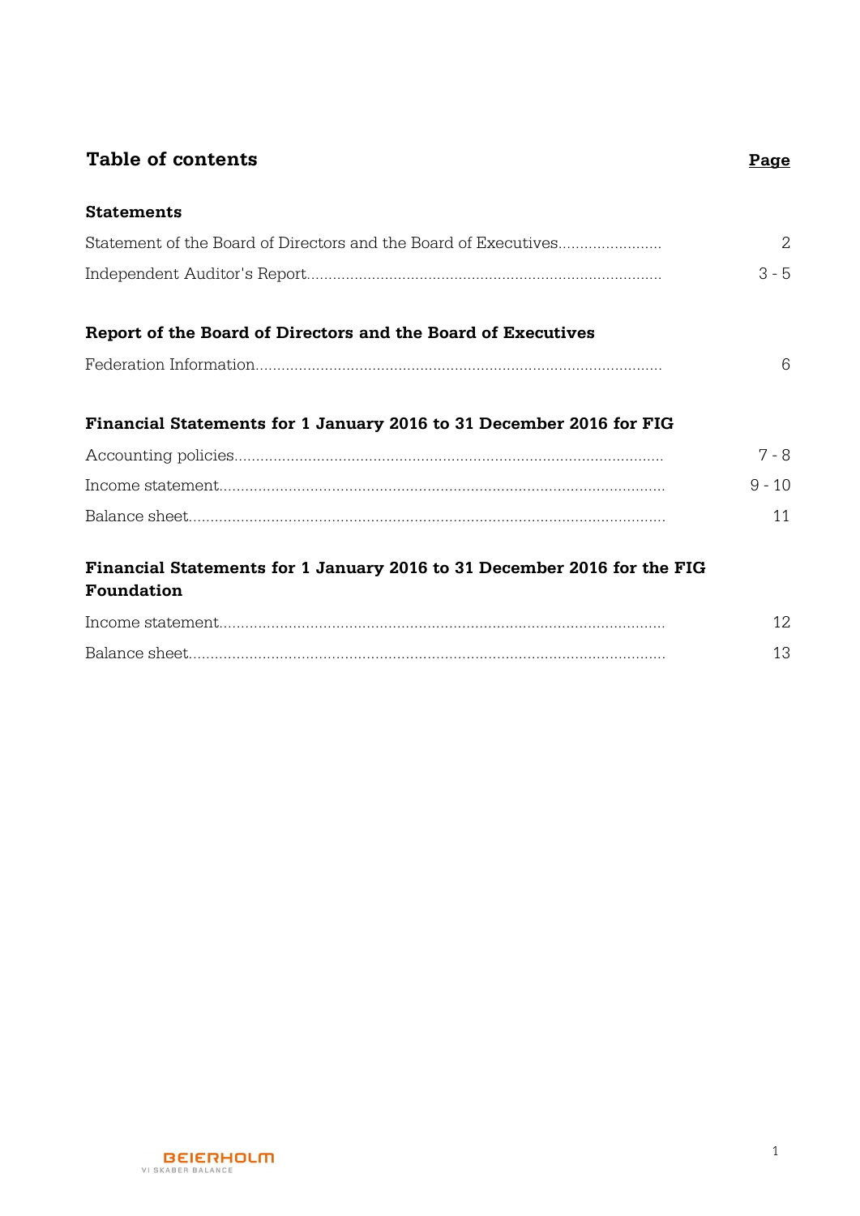# Table of contents

| | **Page** |
|---|---|
| **Statements** | |
| Statement of the Board of Directors and the Board of Executives | 2 |
| Independent Auditor's Report | 3 - 5 |
| **Report of the Board of Directors and the Board of Executives** | |
| Federation Information | 6 |
| **Financial Statements for 1 January 2016 to 31 December 2016 for FIG** | |
| Accounting policies | 7 - 8 |
| Income statement | 9 - 10 |
| Balance sheet | 11 |
| **Financial Statements for 1 January 2016 to 31 December 2016 for the FIG Foundation** | |
| Income statement | 12 |
| Balance sheet | 13 |

BEIERHOLM
VI SKABER BALANCE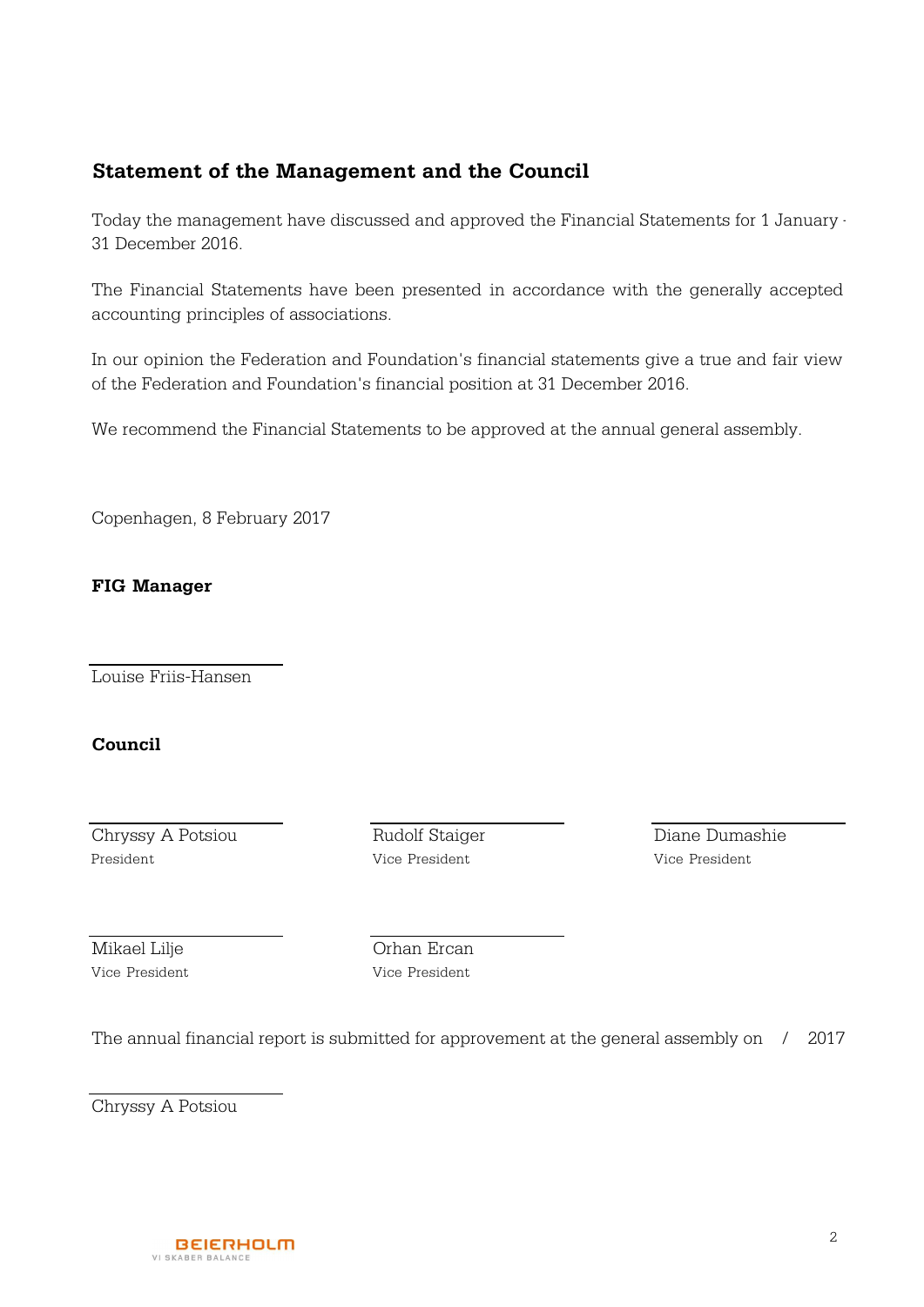## Statement of the Management and the Council

Today the management have discussed and approved the Financial Statements for 1 January - 31 December 2016.

The Financial Statements have been presented in accordance with the generally accepted accounting principles of associations.

In our opinion the Federation and Foundation's financial statements give a true and fair view of the Federation and Foundation's financial position at 31 December 2016.

We recommend the Financial Statements to be approved at the annual general assembly.

Copenhagen, 8 February 2017

**FIG Manager**

Louise Friis-Hansen

**Council**

| | | |
|---|---|---|
| Chryssy A Potsiou<br>President | Rudolf Staiger<br>Vice President | Diane Dumashie<br>Vice President |
| Mikael Lilje<br>Vice President | Orhan Ercan<br>Vice President | |

The annual financial report is submitted for approvement at the general assembly on / 2017

Chryssy A Potsiou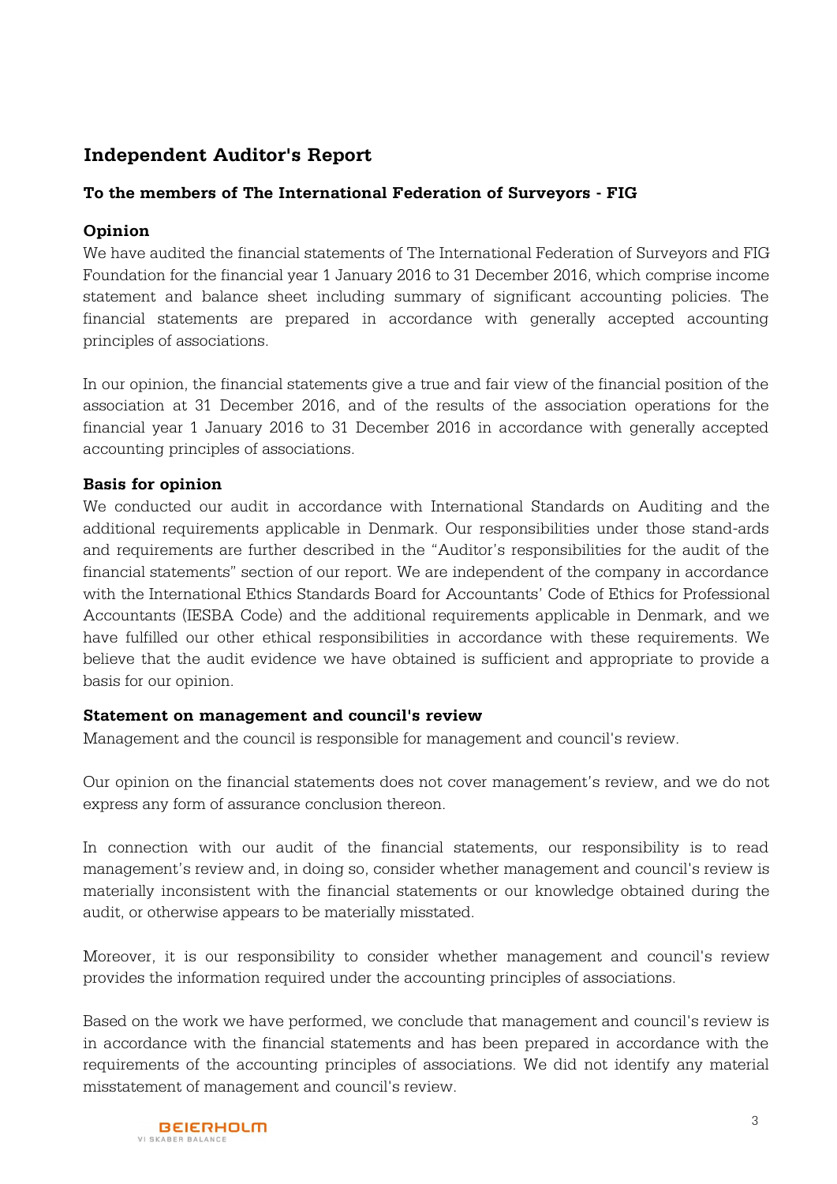# Independent Auditor's Report

## To the members of The International Federation of Surveyors - FIG

### Opinion

We have audited the financial statements of The International Federation of Surveyors and FIG Foundation for the financial year 1 January 2016 to 31 December 2016, which comprise income statement and balance sheet including summary of significant accounting policies. The financial statements are prepared in accordance with generally accepted accounting principles of associations.

In our opinion, the financial statements give a true and fair view of the financial position of the association at 31 December 2016, and of the results of the association operations for the financial year 1 January 2016 to 31 December 2016 in accordance with generally accepted accounting principles of associations.

### Basis for opinion

We conducted our audit in accordance with International Standards on Auditing and the additional requirements applicable in Denmark. Our responsibilities under those stand-ards and requirements are further described in the "Auditor's responsibilities for the audit of the financial statements" section of our report. We are independent of the company in accordance with the International Ethics Standards Board for Accountants' Code of Ethics for Professional Accountants (IESBA Code) and the additional requirements applicable in Denmark, and we have fulfilled our other ethical responsibilities in accordance with these requirements. We believe that the audit evidence we have obtained is sufficient and appropriate to provide a basis for our opinion.

### Statement on management and council's review

Management and the council is responsible for management and council's review.

Our opinion on the financial statements does not cover management's review, and we do not express any form of assurance conclusion thereon.

In connection with our audit of the financial statements, our responsibility is to read management's review and, in doing so, consider whether management and council's review is materially inconsistent with the financial statements or our knowledge obtained during the audit, or otherwise appears to be materially misstated.

Moreover, it is our responsibility to consider whether management and council's review provides the information required under the accounting principles of associations.

Based on the work we have performed, we conclude that management and council's review is in accordance with the financial statements and has been prepared in accordance with the requirements of the accounting principles of associations. We did not identify any material misstatement of management and council's review.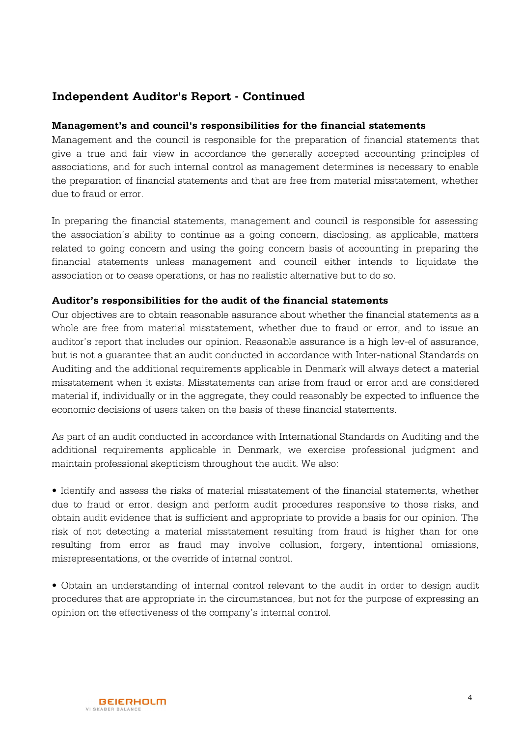## Independent Auditor's Report - Continued

**Management's and council's responsibilities for the financial statements**

Management and the council is responsible for the preparation of financial statements that give a true and fair view in accordance the generally accepted accounting principles of associations, and for such internal control as management determines is necessary to enable the preparation of financial statements and that are free from material misstatement, whether due to fraud or error.

In preparing the financial statements, management and council is responsible for assessing the association's ability to continue as a going concern, disclosing, as applicable, matters related to going concern and using the going concern basis of accounting in preparing the financial statements unless management and council either intends to liquidate the association or to cease operations, or has no realistic alternative but to do so.

**Auditor's responsibilities for the audit of the financial statements**

Our objectives are to obtain reasonable assurance about whether the financial statements as a whole are free from material misstatement, whether due to fraud or error, and to issue an auditor's report that includes our opinion. Reasonable assurance is a high lev-el of assurance, but is not a guarantee that an audit conducted in accordance with Inter-national Standards on Auditing and the additional requirements applicable in Denmark will always detect a material misstatement when it exists. Misstatements can arise from fraud or error and are considered material if, individually or in the aggregate, they could reasonably be expected to influence the economic decisions of users taken on the basis of these financial statements.

As part of an audit conducted in accordance with International Standards on Auditing and the additional requirements applicable in Denmark, we exercise professional judgment and maintain professional skepticism throughout the audit. We also:

- Identify and assess the risks of material misstatement of the financial statements, whether due to fraud or error, design and perform audit procedures responsive to those risks, and obtain audit evidence that is sufficient and appropriate to provide a basis for our opinion. The risk of not detecting a material misstatement resulting from fraud is higher than for one resulting from error as fraud may involve collusion, forgery, intentional omissions, misrepresentations, or the override of internal control.

- Obtain an understanding of internal control relevant to the audit in order to design audit procedures that are appropriate in the circumstances, but not for the purpose of expressing an opinion on the effectiveness of the company's internal control.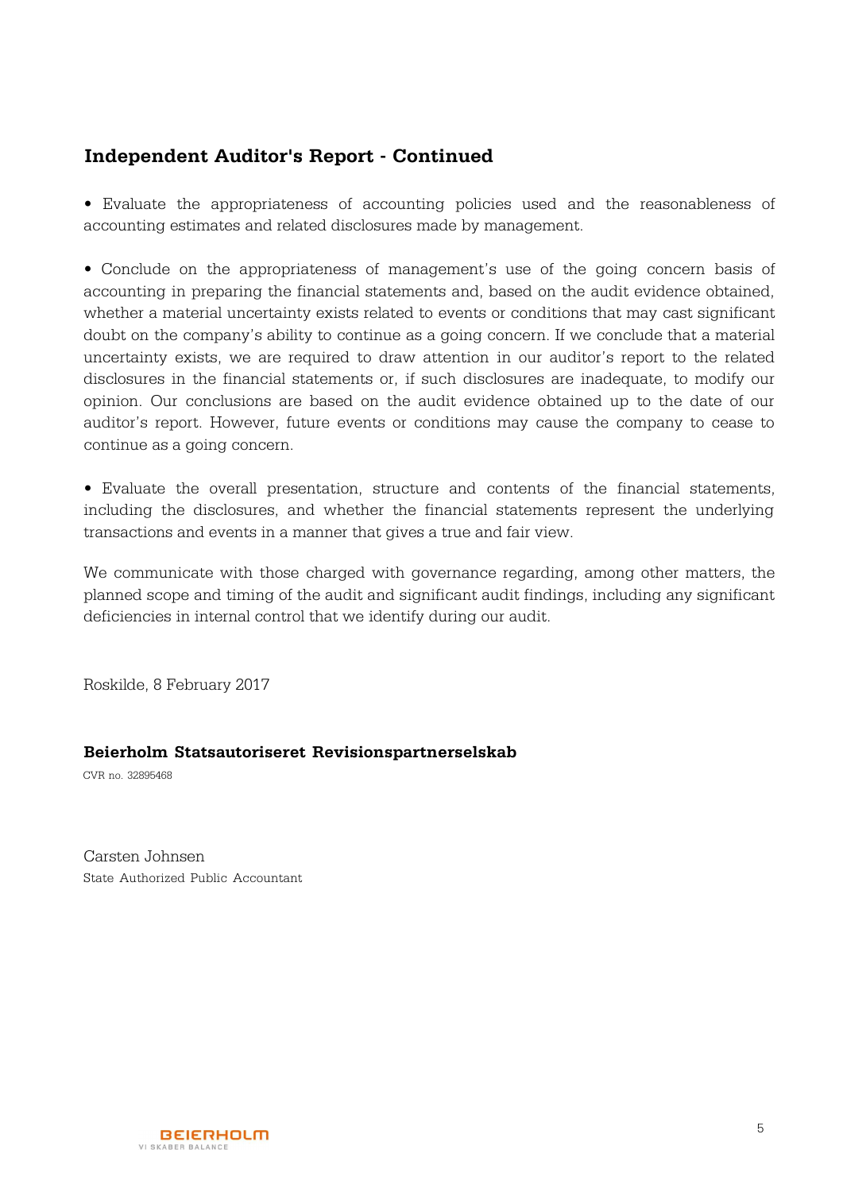## Independent Auditor's Report - Continued

- Evaluate the appropriateness of accounting policies used and the reasonableness of accounting estimates and related disclosures made by management.

- Conclude on the appropriateness of management's use of the going concern basis of accounting in preparing the financial statements and, based on the audit evidence obtained, whether a material uncertainty exists related to events or conditions that may cast significant doubt on the company's ability to continue as a going concern. If we conclude that a material uncertainty exists, we are required to draw attention in our auditor's report to the related disclosures in the financial statements or, if such disclosures are inadequate, to modify our opinion. Our conclusions are based on the audit evidence obtained up to the date of our auditor's report. However, future events or conditions may cause the company to cease to continue as a going concern.

- Evaluate the overall presentation, structure and contents of the financial statements, including the disclosures, and whether the financial statements represent the underlying transactions and events in a manner that gives a true and fair view.

We communicate with those charged with governance regarding, among other matters, the planned scope and timing of the audit and significant audit findings, including any significant deficiencies in internal control that we identify during our audit.

Roskilde, 8 February 2017

**Beierholm Statsautoriseret Revisionspartnerselskab**
CVR no. 32895468

Carsten Johnsen
State Authorized Public Accountant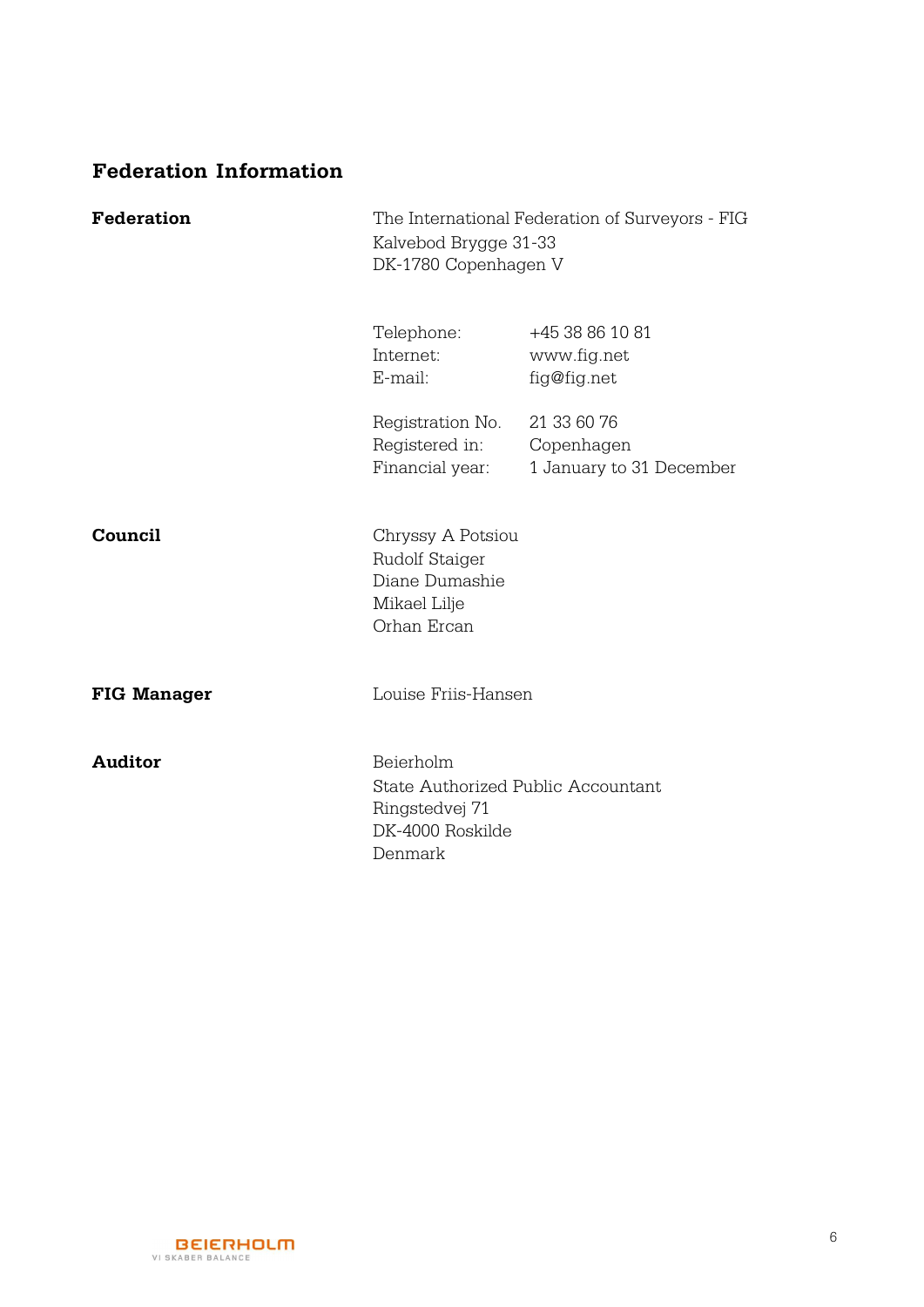## Federation Information

**Federation**

The International Federation of Surveyors - FIG
Kalvebod Brygge 31-33
DK-1780 Copenhagen V

| | |
|---|---|
| Telephone: | +45 38 86 10 81 |
| Internet: | www.fig.net |
| E-mail: | fig@fig.net |
| Registration No. | 21 33 60 76 |
| Registered in: | Copenhagen |
| Financial year: | 1 January to 31 December |

**Council**

Chryssy A Potsiou
Rudolf Staiger
Diane Dumashie
Mikael Lilje
Orhan Ercan

**FIG Manager**

Louise Friis-Hansen

**Auditor**

Beierholm
State Authorized Public Accountant
Ringstedvej 71
DK-4000 Roskilde
Denmark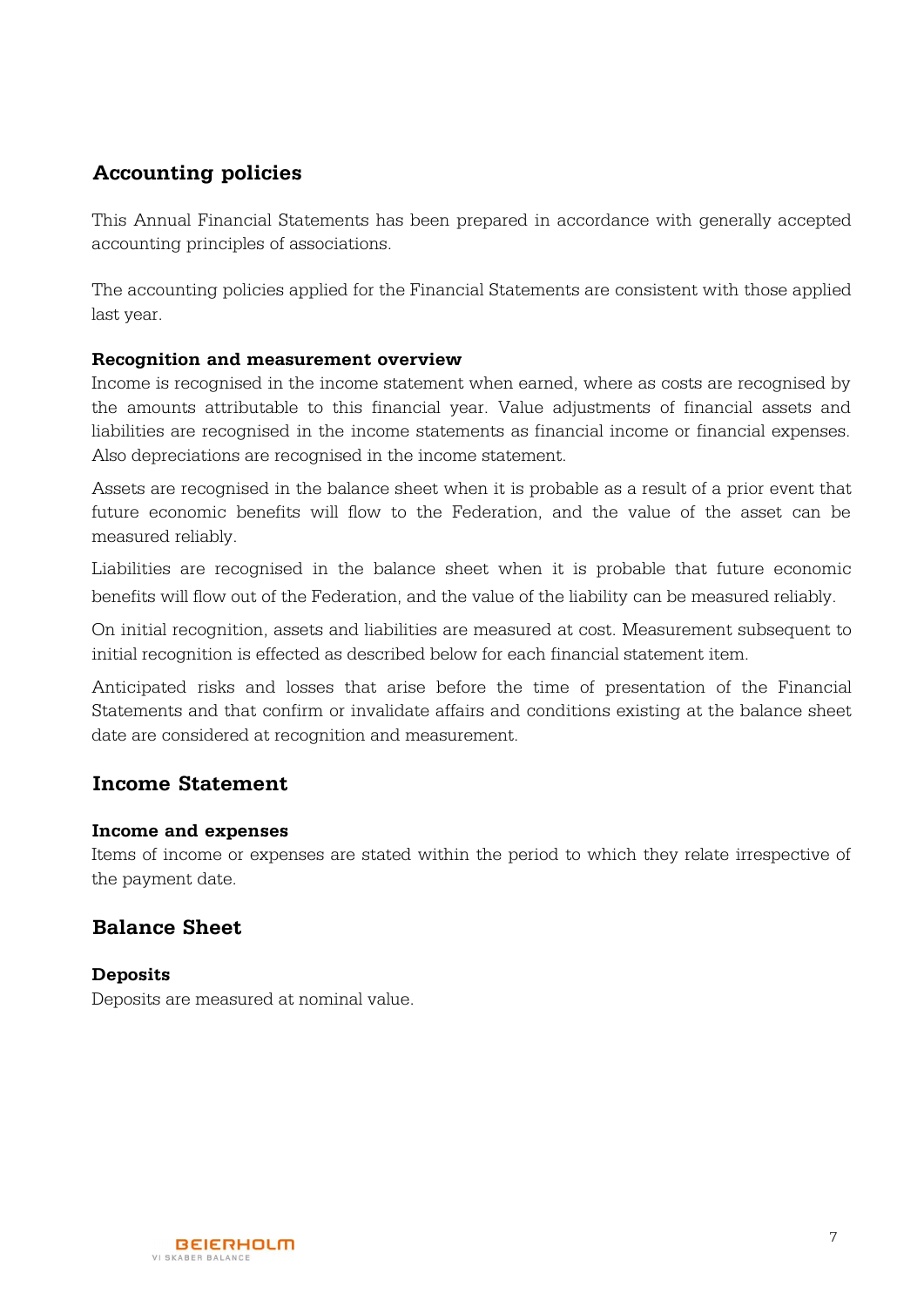## Accounting policies

This Annual Financial Statements has been prepared in accordance with generally accepted accounting principles of associations.

The accounting policies applied for the Financial Statements are consistent with those applied last year.

**Recognition and measurement overview**

Income is recognised in the income statement when earned, where as costs are recognised by the amounts attributable to this financial year. Value adjustments of financial assets and liabilities are recognised in the income statements as financial income or financial expenses. Also depreciations are recognised in the income statement.

Assets are recognised in the balance sheet when it is probable as a result of a prior event that future economic benefits will flow to the Federation, and the value of the asset can be measured reliably.

Liabilities are recognised in the balance sheet when it is probable that future economic benefits will flow out of the Federation, and the value of the liability can be measured reliably.

On initial recognition, assets and liabilities are measured at cost. Measurement subsequent to initial recognition is effected as described below for each financial statement item.

Anticipated risks and losses that arise before the time of presentation of the Financial Statements and that confirm or invalidate affairs and conditions existing at the balance sheet date are considered at recognition and measurement.

## Income Statement

**Income and expenses**

Items of income or expenses are stated within the period to which they relate irrespective of the payment date.

## Balance Sheet

**Deposits**

Deposits are measured at nominal value.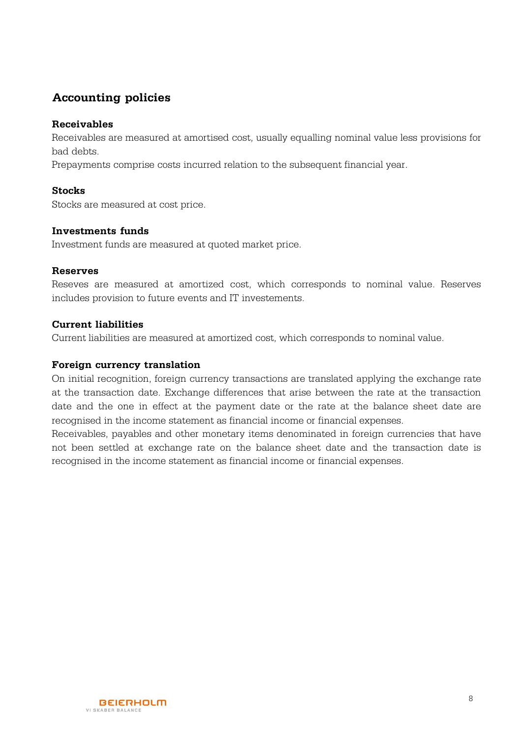## Accounting policies

### Receivables

Receivables are measured at amortised cost, usually equalling nominal value less provisions for bad debts.

Prepayments comprise costs incurred relation to the subsequent financial year.

### Stocks

Stocks are measured at cost price.

### Investments funds

Investment funds are measured at quoted market price.

### Reserves

Reseves are measured at amortized cost, which corresponds to nominal value. Reserves includes provision to future events and IT investements.

### Current liabilities

Current liabilities are measured at amortized cost, which corresponds to nominal value.

### Foreign currency translation

On initial recognition, foreign currency transactions are translated applying the exchange rate at the transaction date. Exchange differences that arise between the rate at the transaction date and the one in effect at the payment date or the rate at the balance sheet date are recognised in the income statement as financial income or financial expenses.

Receivables, payables and other monetary items denominated in foreign currencies that have not been settled at exchange rate on the balance sheet date and the transaction date is recognised in the income statement as financial income or financial expenses.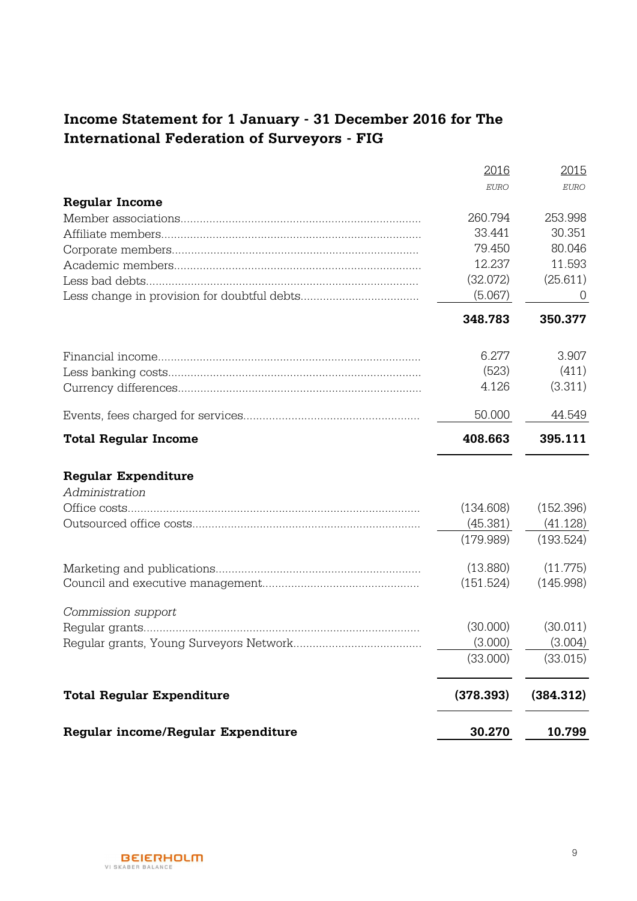## Income Statement for 1 January - 31 December 2016 for The International Federation of Surveyors - FIG

| | 2016 | 2015 |
|---|---|---|
| | *EURO* | *EURO* |
| **Regular Income** | | |
| Member associations | 260.794 | 253.998 |
| Affiliate members | 33.441 | 30.351 |
| Corporate members | 79.450 | 80.046 |
| Academic members | 12.237 | 11.593 |
| Less bad debts | (32.072) | (25.611) |
| Less change in provision for doubtful debts | (5.067) | 0 |
| | **348.783** | **350.377** |
| Financial income | 6.277 | 3.907 |
| Less banking costs | (523) | (411) |
| Currency differences | 4.126 | (3.311) |
| Events, fees charged for services | 50.000 | 44.549 |
| **Total Regular Income** | **408.663** | **395.111** |
| **Regular Expenditure** | | |
| *Administration* | | |
| Office costs | (134.608) | (152.396) |
| Outsourced office costs | (45.381) | (41.128) |
| | (179.989) | (193.524) |
| Marketing and publications | (13.880) | (11.775) |
| Council and executive management | (151.524) | (145.998) |
| *Commission support* | | |
| Regular grants | (30.000) | (30.011) |
| Regular grants, Young Surveyors Network | (3.000) | (3.004) |
| | (33.000) | (33.015) |
| **Total Regular Expenditure** | **(378.393)** | **(384.312)** |
| **Regular income/Regular Expenditure** | **30.270** | **10.799** |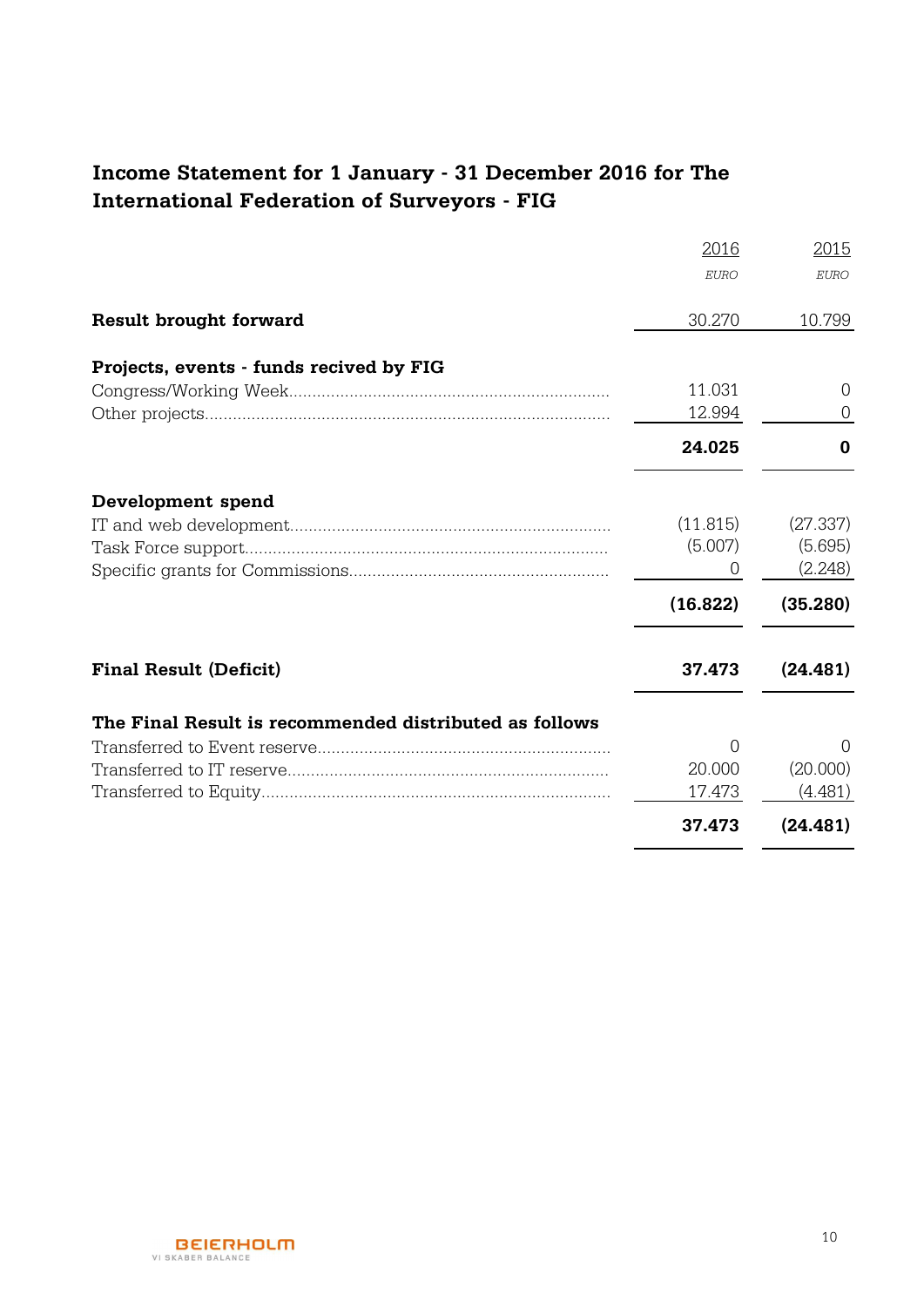# Income Statement for 1 January - 31 December 2016 for The International Federation of Surveyors - FIG

| | 2016 | 2015 |
|---|---|---|
| | *EURO* | *EURO* |
| **Result brought forward** | 30.270 | 10.799 |
| **Projects, events - funds recived by FIG** | | |
| Congress/Working Week | 11.031 | 0 |
| Other projects | 12.994 | 0 |
| | **24.025** | **0** |
| **Development spend** | | |
| IT and web development | (11.815) | (27.337) |
| Task Force support | (5.007) | (5.695) |
| Specific grants for Commissions | 0 | (2.248) |
| | **(16.822)** | **(35.280)** |
| **Final Result (Deficit)** | **37.473** | **(24.481)** |
| **The Final Result is recommended distributed as follows** | | |
| Transferred to Event reserve | 0 | 0 |
| Transferred to IT reserve | 20.000 | (20.000) |
| Transferred to Equity | 17.473 | (4.481) |
| | **37.473** | **(24.481)** |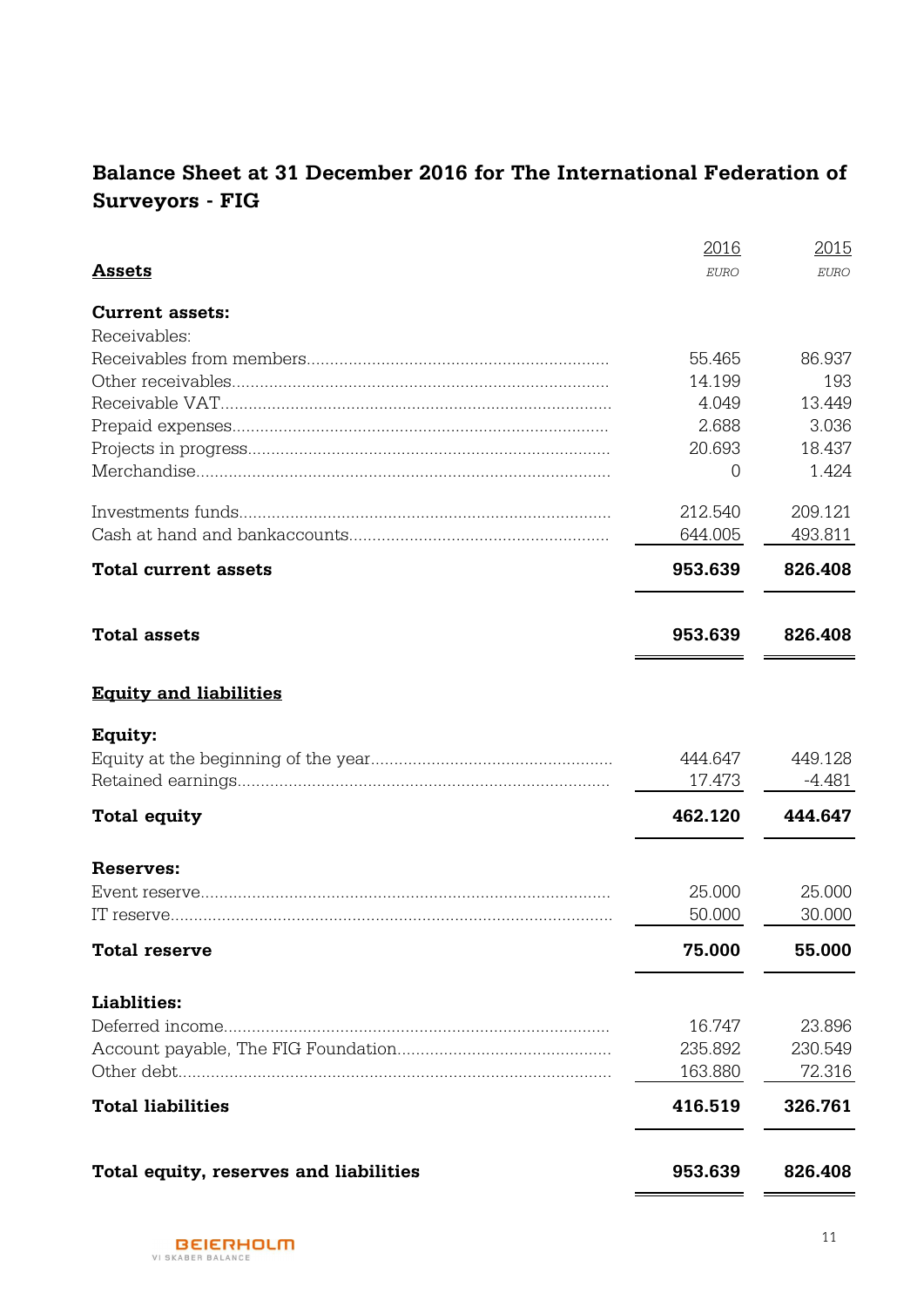## Balance Sheet at 31 December 2016 for The International Federation of Surveyors - FIG

| | 2016 | 2015 |
|---|---|---|
| **Assets** | *EURO* | *EURO* |
| **Current assets:** | | |
| Receivables: | | |
| Receivables from members | 55.465 | 86.937 |
| Other receivables | 14.199 | 193 |
| Receivable VAT | 4.049 | 13.449 |
| Prepaid expenses | 2.688 | 3.036 |
| Projects in progress | 20.693 | 18.437 |
| Merchandise | 0 | 1.424 |
| Investments funds | 212.540 | 209.121 |
| Cash at hand and bankaccounts | 644.005 | 493.811 |
| **Total current assets** | **953.639** | **826.408** |
| **Total assets** | **953.639** | **826.408** |
| **Equity and liabilities** | | |
| **Equity:** | | |
| Equity at the beginning of the year | 444.647 | 449.128 |
| Retained earnings | 17.473 | -4.481 |
| **Total equity** | **462.120** | **444.647** |
| **Reserves:** | | |
| Event reserve | 25.000 | 25.000 |
| IT reserve | 50.000 | 30.000 |
| **Total reserve** | **75.000** | **55.000** |
| **Liablities:** | | |
| Deferred income | 16.747 | 23.896 |
| Account payable, The FIG Foundation | 235.892 | 230.549 |
| Other debt | 163.880 | 72.316 |
| **Total liabilities** | **416.519** | **326.761** |
| **Total equity, reserves and liabilities** | **953.639** | **826.408** |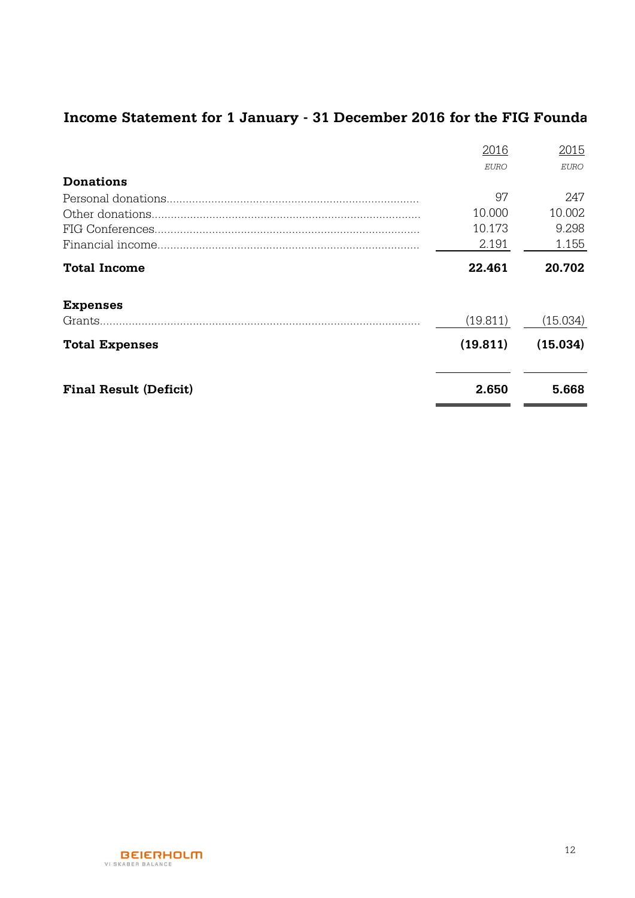## Income Statement for 1 January - 31 December 2016 for the FIG Founda

| | 2016 | 2015 |
|---|---|---|
| | *EURO* | *EURO* |
| **Donations** | | |
| Personal donations | 97 | 247 |
| Other donations | 10.000 | 10.002 |
| FIG Conferences | 10.173 | 9.298 |
| Financial income | 2.191 | 1.155 |
| **Total Income** | **22.461** | **20.702** |
| **Expenses** | | |
| Grants | (19.811) | (15.034) |
| **Total Expenses** | **(19.811)** | **(15.034)** |
| **Final Result (Deficit)** | **2.650** | **5.668** |

BEIERHOLM
VI SKABER BALANCE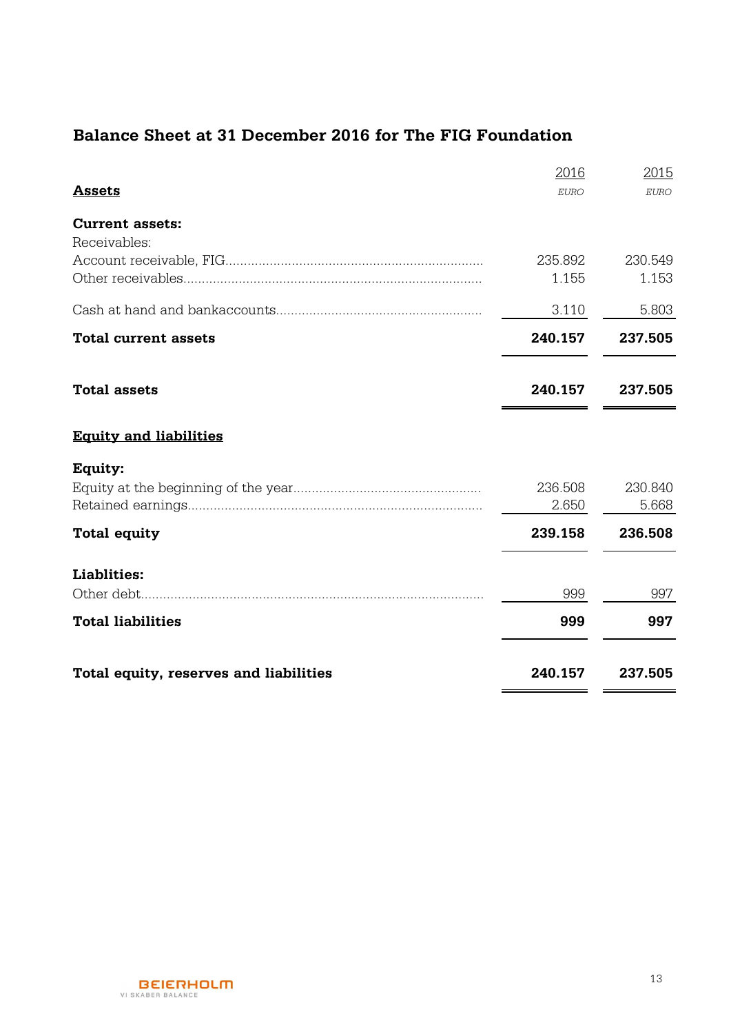## Balance Sheet at 31 December 2016 for The FIG Foundation

| | 2016 | 2015 |
|---|---|---|
| **Assets** | *EURO* | *EURO* |
| **Current assets:** | | |
| Receivables: | | |
| Account receivable, FIG | 235.892 | 230.549 |
| Other receivables | 1.155 | 1.153 |
| Cash at hand and bankaccounts | 3.110 | 5.803 |
| **Total current assets** | **240.157** | **237.505** |
| **Total assets** | **240.157** | **237.505** |
| **Equity and liabilities** | | |
| **Equity:** | | |
| Equity at the beginning of the year | 236.508 | 230.840 |
| Retained earnings | 2.650 | 5.668 |
| **Total equity** | **239.158** | **236.508** |
| **Liablities:** | | |
| Other debt | 999 | 997 |
| **Total liabilities** | **999** | **997** |
| **Total equity, reserves and liabilities** | **240.157** | **237.505** |